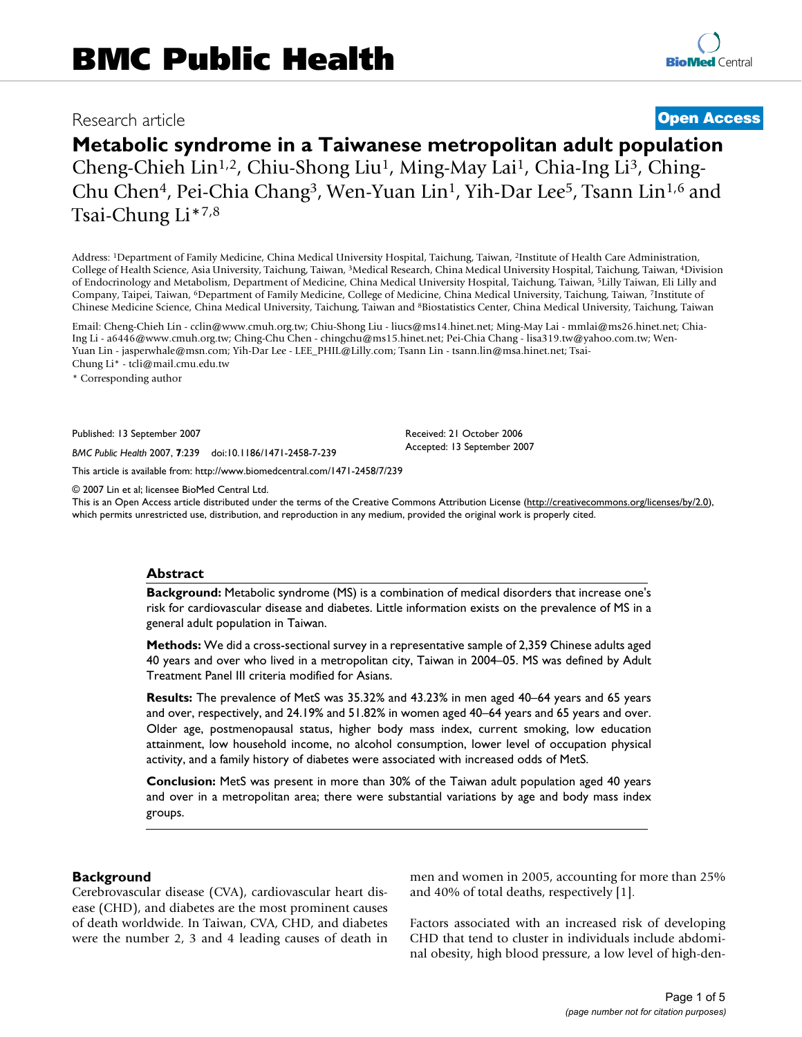# BMC Public Health

Research article

**Open Access**

# Metabolic syndrome in a Taiwanese metropolitan adult population

Cheng-Chieh Lin[1,2], Chiu-Shong Liu[1], Ming-May Lai[1], Chia-Ing Li[3], Ching-Chu Chen[4], Pei-Chia Chang[3], Wen-Yuan Lin[1], Yih-Dar Lee[5], Tsann Lin[1,6] and Tsai-Chung Li*[7,8]

Address: [1]Department of Family Medicine, China Medical University Hospital, Taichung, Taiwan, [2]Institute of Health Care Administration, College of Health Science, Asia University, Taichung, Taiwan, [3]Medical Research, China Medical University Hospital, Taichung, Taiwan, [4]Division of Endocrinology and Metabolism, Department of Medicine, China Medical University Hospital, Taichung, Taiwan, [5]Lilly Taiwan, Eli Lilly and Company, Taipei, Taiwan, [6]Department of Family Medicine, College of Medicine, China Medical University, Taichung, Taiwan, [7]Institute of Chinese Medicine Science, China Medical University, Taichung, Taiwan and [8]Biostatistics Center, China Medical University, Taichung, Taiwan

Email: Cheng-Chieh Lin - cclin@www.cmuh.org.tw; Chiu-Shong Liu - liucs@ms14.hinet.net; Ming-May Lai - mmlai@ms26.hinet.net; Chia-Ing Li - a6446@www.cmuh.org.tw; Ching-Chu Chen - chingchu@ms15.hinet.net; Pei-Chia Chang - lisa319.tw@yahoo.com.tw; Wen-Yuan Lin - jasperwhale@msn.com; Yih-Dar Lee - LEE_PHIL@Lilly.com; Tsann Lin - tsann.lin@msa.hinet.net; Tsai-Chung Li* - tcli@mail.cmu.edu.tw

* Corresponding author

Published: 13 September 2007

*BMC Public Health* 2007, **7**:239 doi:10.1186/1471-2458-7-239

Received: 21 October 2006
Accepted: 13 September 2007

This article is available from: http://www.biomedcentral.com/1471-2458/7/239

© 2007 Lin et al; licensee BioMed Central Ltd.
This is an Open Access article distributed under the terms of the Creative Commons Attribution License (http://creativecommons.org/licenses/by/2.0), which permits unrestricted use, distribution, and reproduction in any medium, provided the original work is properly cited.

## Abstract

**Background:** Metabolic syndrome (MS) is a combination of medical disorders that increase one's risk for cardiovascular disease and diabetes. Little information exists on the prevalence of MS in a general adult population in Taiwan.

**Methods:** We did a cross-sectional survey in a representative sample of 2,359 Chinese adults aged 40 years and over who lived in a metropolitan city, Taiwan in 2004–05. MS was defined by Adult Treatment Panel III criteria modified for Asians.

**Results:** The prevalence of MetS was 35.32% and 43.23% in men aged 40–64 years and 65 years and over, respectively, and 24.19% and 51.82% in women aged 40–64 years and 65 years and over. Older age, postmenopausal status, higher body mass index, current smoking, low education attainment, low household income, no alcohol consumption, lower level of occupation physical activity, and a family history of diabetes were associated with increased odds of MetS.

**Conclusion:** MetS was present in more than 30% of the Taiwan adult population aged 40 years and over in a metropolitan area; there were substantial variations by age and body mass index groups.

## Background

Cerebrovascular disease (CVA), cardiovascular heart disease (CHD), and diabetes are the most prominent causes of death worldwide. In Taiwan, CVA, CHD, and diabetes were the number 2, 3 and 4 leading causes of death in men and women in 2005, accounting for more than 25% and 40% of total deaths, respectively [1].

Factors associated with an increased risk of developing CHD that tend to cluster in individuals include abdominal obesity, high blood pressure, a low level of high-den-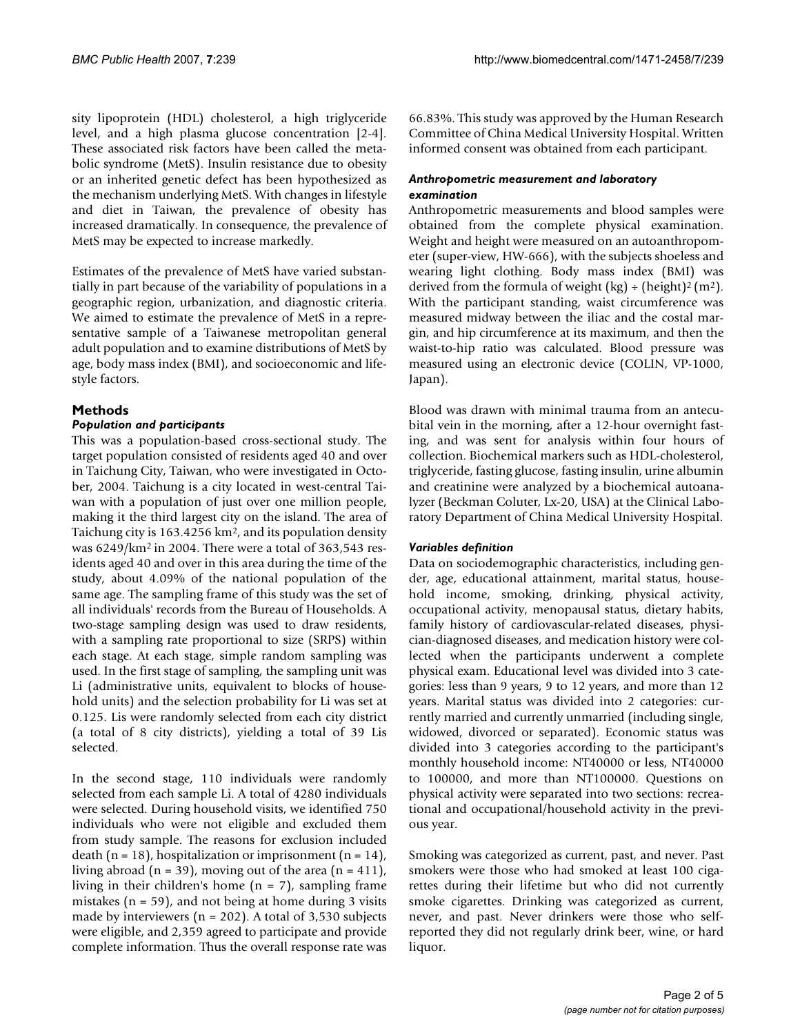sity lipoprotein (HDL) cholesterol, a high triglyceride level, and a high plasma glucose concentration [2-4]. These associated risk factors have been called the metabolic syndrome (MetS). Insulin resistance due to obesity or an inherited genetic defect has been hypothesized as the mechanism underlying MetS. With changes in lifestyle and diet in Taiwan, the prevalence of obesity has increased dramatically. In consequence, the prevalence of MetS may be expected to increase markedly.

Estimates of the prevalence of MetS have varied substantially in part because of the variability of populations in a geographic region, urbanization, and diagnostic criteria. We aimed to estimate the prevalence of MetS in a representative sample of a Taiwanese metropolitan general adult population and to examine distributions of MetS by age, body mass index (BMI), and socioeconomic and lifestyle factors.

## Methods

### *Population and participants*

This was a population-based cross-sectional study. The target population consisted of residents aged 40 and over in Taichung City, Taiwan, who were investigated in October, 2004. Taichung is a city located in west-central Taiwan with a population of just over one million people, making it the third largest city on the island. The area of Taichung city is 163.4256 km$^2$, and its population density was 6249/km$^2$ in 2004. There were a total of 363,543 residents aged 40 and over in this area during the time of the study, about 4.09% of the national population of the same age. The sampling frame of this study was the set of all individuals' records from the Bureau of Households. A two-stage sampling design was used to draw residents, with a sampling rate proportional to size (SRPS) within each stage. At each stage, simple random sampling was used. In the first stage of sampling, the sampling unit was Li (administrative units, equivalent to blocks of household units) and the selection probability for Li was set at 0.125. Lis were randomly selected from each city district (a total of 8 city districts), yielding a total of 39 Lis selected.

In the second stage, 110 individuals were randomly selected from each sample Li. A total of 4280 individuals were selected. During household visits, we identified 750 individuals who were not eligible and excluded them from study sample. The reasons for exclusion included death (n = 18), hospitalization or imprisonment (n = 14), living abroad (n = 39), moving out of the area (n = 411), living in their children's home (n = 7), sampling frame mistakes (n = 59), and not being at home during 3 visits made by interviewers (n = 202). A total of 3,530 subjects were eligible, and 2,359 agreed to participate and provide complete information. Thus the overall response rate was 66.83%. This study was approved by the Human Research Committee of China Medical University Hospital. Written informed consent was obtained from each participant.

### *Anthropometric measurement and laboratory examination*

Anthropometric measurements and blood samples were obtained from the complete physical examination. Weight and height were measured on an autoanthropometer (super-view, HW-666), with the subjects shoeless and wearing light clothing. Body mass index (BMI) was derived from the formula of weight (kg) ÷ (height)$^2$ (m$^2$). With the participant standing, waist circumference was measured midway between the iliac and the costal margin, and hip circumference at its maximum, and then the waist-to-hip ratio was calculated. Blood pressure was measured using an electronic device (COLIN, VP-1000, Japan).

Blood was drawn with minimal trauma from an antecubital vein in the morning, after a 12-hour overnight fasting, and was sent for analysis within four hours of collection. Biochemical markers such as HDL-cholesterol, triglyceride, fasting glucose, fasting insulin, urine albumin and creatinine were analyzed by a biochemical autoanalyzer (Beckman Coluter, Lx-20, USA) at the Clinical Laboratory Department of China Medical University Hospital.

### *Variables definition*

Data on sociodemographic characteristics, including gender, age, educational attainment, marital status, household income, smoking, drinking, physical activity, occupational activity, menopausal status, dietary habits, family history of cardiovascular-related diseases, physician-diagnosed diseases, and medication history were collected when the participants underwent a complete physical exam. Educational level was divided into 3 categories: less than 9 years, 9 to 12 years, and more than 12 years. Marital status was divided into 2 categories: currently married and currently unmarried (including single, widowed, divorced or separated). Economic status was divided into 3 categories according to the participant's monthly household income: NT40000 or less, NT40000 to 100000, and more than NT100000. Questions on physical activity were separated into two sections: recreational and occupational/household activity in the previous year.

Smoking was categorized as current, past, and never. Past smokers were those who had smoked at least 100 cigarettes during their lifetime but who did not currently smoke cigarettes. Drinking was categorized as current, never, and past. Never drinkers were those who self-reported they did not regularly drink beer, wine, or hard liquor.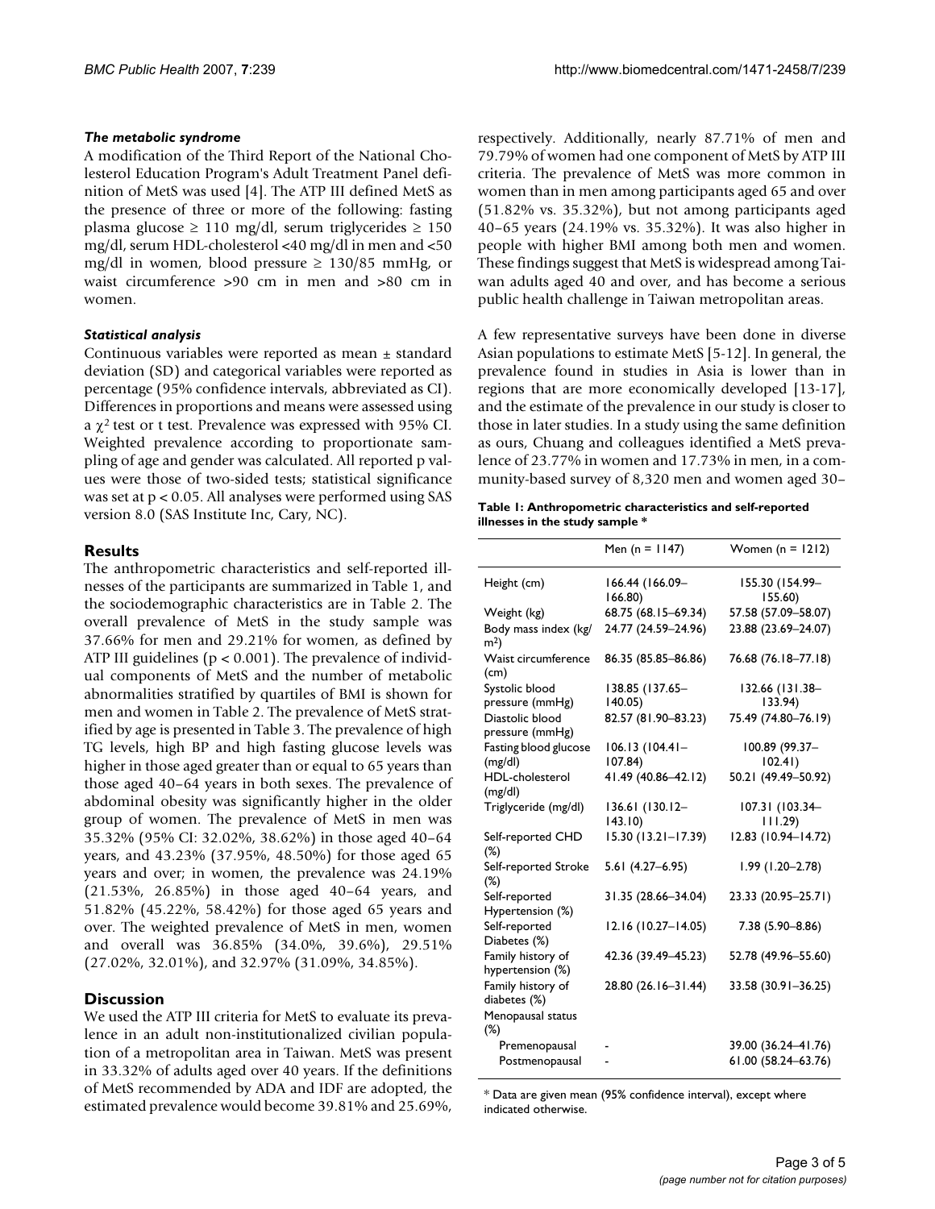### *The metabolic syndrome*

A modification of the Third Report of the National Cholesterol Education Program's Adult Treatment Panel definition of MetS was used [4]. The ATP III defined MetS as the presence of three or more of the following: fasting plasma glucose ≥ 110 mg/dl, serum triglycerides ≥ 150 mg/dl, serum HDL-cholesterol <40 mg/dl in men and <50 mg/dl in women, blood pressure ≥ 130/85 mmHg, or waist circumference >90 cm in men and >80 cm in women.

### *Statistical analysis*

Continuous variables were reported as mean ± standard deviation (SD) and categorical variables were reported as percentage (95% confidence intervals, abbreviated as CI). Differences in proportions and means were assessed using a $\chi^2$ test or t test. Prevalence was expressed with 95% CI. Weighted prevalence according to proportionate sampling of age and gender was calculated. All reported p values were those of two-sided tests; statistical significance was set at $p < 0.05$. All analyses were performed using SAS version 8.0 (SAS Institute Inc, Cary, NC).

## Results

The anthropometric characteristics and self-reported illnesses of the participants are summarized in Table 1, and the sociodemographic characteristics are in Table 2. The overall prevalence of MetS in the study sample was 37.66% for men and 29.21% for women, as defined by ATP III guidelines ($p < 0.001$). The prevalence of individual components of MetS and the number of metabolic abnormalities stratified by quartiles of BMI is shown for men and women in Table 2. The prevalence of MetS stratified by age is presented in Table 3. The prevalence of high TG levels, high BP and high fasting glucose levels was higher in those aged greater than or equal to 65 years than those aged 40–64 years in both sexes. The prevalence of abdominal obesity was significantly higher in the older group of women. The prevalence of MetS in men was 35.32% (95% CI: 32.02%, 38.62%) in those aged 40–64 years, and 43.23% (37.95%, 48.50%) for those aged 65 years and over; in women, the prevalence was 24.19% (21.53%, 26.85%) in those aged 40–64 years, and 51.82% (45.22%, 58.42%) for those aged 65 years and over. The weighted prevalence of MetS in men, women and overall was 36.85% (34.0%, 39.6%), 29.51% (27.02%, 32.01%), and 32.97% (31.09%, 34.85%).

## Discussion

We used the ATP III criteria for MetS to evaluate its prevalence in an adult non-institutionalized civilian population of a metropolitan area in Taiwan. MetS was present in 33.32% of adults aged over 40 years. If the definitions of MetS recommended by ADA and IDF are adopted, the estimated prevalence would become 39.81% and 25.69%, respectively. Additionally, nearly 87.71% of men and 79.79% of women had one component of MetS by ATP III criteria. The prevalence of MetS was more common in women than in men among participants aged 65 and over (51.82% vs. 35.32%), but not among participants aged 40–65 years (24.19% vs. 35.32%). It was also higher in people with higher BMI among both men and women. These findings suggest that MetS is widespread among Taiwan adults aged 40 and over, and has become a serious public health challenge in Taiwan metropolitan areas.

A few representative surveys have been done in diverse Asian populations to estimate MetS [5-12]. In general, the prevalence found in studies in Asia is lower than in regions that are more economically developed [13-17], and the estimate of the prevalence in our study is closer to those in later studies. In a study using the same definition as ours, Chuang and colleagues identified a MetS prevalence of 23.77% in women and 17.73% in men, in a community-based survey of 8,320 men and women aged 30–

**Table 1: Anthropometric characteristics and self-reported illnesses in the study sample ***

| | Men (n = 1147) | Women (n = 1212) |
|---|---|---|
| Height (cm) | 166.44 (166.09–166.80) | 155.30 (154.99–155.60) |
| Weight (kg) | 68.75 (68.15–69.34) | 57.58 (57.09–58.07) |
| Body mass index (kg/m$^2$) | 24.77 (24.59–24.96) | 23.88 (23.69–24.07) |
| Waist circumference (cm) | 86.35 (85.85–86.86) | 76.68 (76.18–77.18) |
| Systolic blood pressure (mmHg) | 138.85 (137.65–140.05) | 132.66 (131.38–133.94) |
| Diastolic blood pressure (mmHg) | 82.57 (81.90–83.23) | 75.49 (74.80–76.19) |
| Fasting blood glucose (mg/dl) | 106.13 (104.41–107.84) | 100.89 (99.37–102.41) |
| HDL-cholesterol (mg/dl) | 41.49 (40.86–42.12) | 50.21 (49.49–50.92) |
| Triglyceride (mg/dl) | 136.61 (130.12–143.10) | 107.31 (103.34–111.29) |
| Self-reported CHD (%) | 15.30 (13.21–17.39) | 12.83 (10.94–14.72) |
| Self-reported Stroke (%) | 5.61 (4.27–6.95) | 1.99 (1.20–2.78) |
| Self-reported Hypertension (%) | 31.35 (28.66–34.04) | 23.33 (20.95–25.71) |
| Self-reported Diabetes (%) | 12.16 (10.27–14.05) | 7.38 (5.90–8.86) |
| Family history of hypertension (%) | 42.36 (39.49–45.23) | 52.78 (49.96–55.60) |
| Family history of diabetes (%) | 28.80 (26.16–31.44) | 33.58 (30.91–36.25) |
| Menopausal status (%) | | |
| Premenopausal | - | 39.00 (36.24–41.76) |
| Postmenopausal | - | 61.00 (58.24–63.76) |

* Data are given mean (95% confidence interval), except where indicated otherwise.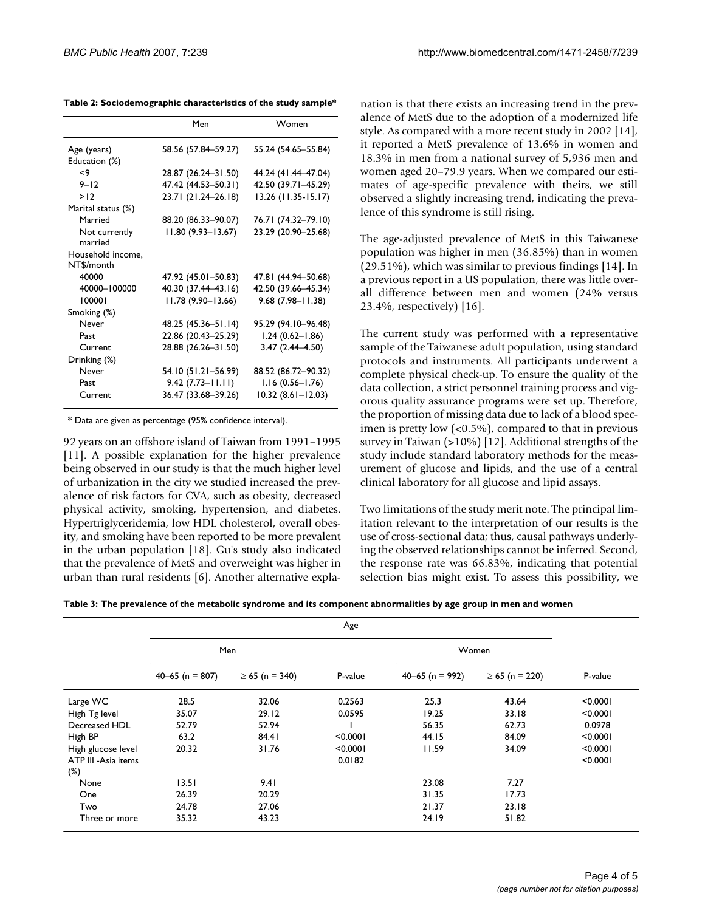**Table 2: Sociodemographic characteristics of the study sample***

| | Men | Women |
|---|---|---|
| Age (years) | 58.56 (57.84–59.27) | 55.24 (54.65–55.84) |
| Education (%) | | |
| <9 | 28.87 (26.24–31.50) | 44.24 (41.44–47.04) |
| 9–12 | 47.42 (44.53–50.31) | 42.50 (39.71–45.29) |
| >12 | 23.71 (21.24–26.18) | 13.26 (11.35-15.17) |
| Marital status (%) | | |
| Married | 88.20 (86.33–90.07) | 76.71 (74.32–79.10) |
| Not currently married | 11.80 (9.93–13.67) | 23.29 (20.90–25.68) |
| Household income, NT$/month | | |
| 40000 | 47.92 (45.01–50.83) | 47.81 (44.94–50.68) |
| 40000–100000 | 40.30 (37.44–43.16) | 42.50 (39.66–45.34) |
| 100001 | 11.78 (9.90–13.66) | 9.68 (7.98–11.38) |
| Smoking (%) | | |
| Never | 48.25 (45.36–51.14) | 95.29 (94.10–96.48) |
| Past | 22.86 (20.43–25.29) | 1.24 (0.62–1.86) |
| Current | 28.88 (26.26–31.50) | 3.47 (2.44–4.50) |
| Drinking (%) | | |
| Never | 54.10 (51.21–56.99) | 88.52 (86.72–90.32) |
| Past | 9.42 (7.73–11.11) | 1.16 (0.56–1.76) |
| Current | 36.47 (33.68–39.26) | 10.32 (8.61–12.03) |

* Data are given as percentage (95% confidence interval).

92 years on an offshore island of Taiwan from 1991–1995 [11]. A possible explanation for the higher prevalence being observed in our study is that the much higher level of urbanization in the city we studied increased the prevalence of risk factors for CVA, such as obesity, decreased physical activity, smoking, hypertension, and diabetes. Hypertriglyceridemia, low HDL cholesterol, overall obesity, and smoking have been reported to be more prevalent in the urban population [18]. Gu's study also indicated that the prevalence of MetS and overweight was higher in urban than rural residents [6]. Another alternative explanation is that there exists an increasing trend in the prevalence of MetS due to the adoption of a modernized life style. As compared with a more recent study in 2002 [14], it reported a MetS prevalence of 13.6% in women and 18.3% in men from a national survey of 5,936 men and women aged 20–79.9 years. When we compared our estimates of age-specific prevalence with theirs, we still observed a slightly increasing trend, indicating the prevalence of this syndrome is still rising.

The age-adjusted prevalence of MetS in this Taiwanese population was higher in men (36.85%) than in women (29.51%), which was similar to previous findings [14]. In a previous report in a US population, there was little overall difference between men and women (24% versus 23.4%, respectively) [16].

The current study was performed with a representative sample of the Taiwanese adult population, using standard protocols and instruments. All participants underwent a complete physical check-up. To ensure the quality of the data collection, a strict personnel training process and vigorous quality assurance programs were set up. Therefore, the proportion of missing data due to lack of a blood specimen is pretty low (<0.5%), compared to that in previous survey in Taiwan (>10%) [12]. Additional strengths of the study include standard laboratory methods for the measurement of glucose and lipids, and the use of a central clinical laboratory for all glucose and lipid assays.

Two limitations of the study merit note. The principal limitation relevant to the interpretation of our results is the use of cross-sectional data; thus, causal pathways underlying the observed relationships cannot be inferred. Second, the response rate was 66.83%, indicating that potential selection bias might exist. To assess this possibility, we

**Table 3: The prevalence of the metabolic syndrome and its component abnormalities by age group in men and women**

| | Age | | | | | |
|---|---|---|---|---|---|---|
| | Men | | | Women | | |
| | 40–65 (n = 807) | ≥ 65 (n = 340) | P-value | 40–65 (n = 992) | ≥ 65 (n = 220) | P-value |
| Large WC | 28.5 | 32.06 | 0.2563 | 25.3 | 43.64 | <0.0001 |
| High Tg level | 35.07 | 29.12 | 0.0595 | 19.25 | 33.18 | <0.0001 |
| Decreased HDL | 52.79 | 52.94 | 1 | 56.35 | 62.73 | 0.0978 |
| High BP | 63.2 | 84.41 | <0.0001 | 44.15 | 84.09 | <0.0001 |
| High glucose level | 20.32 | 31.76 | <0.0001 | 11.59 | 34.09 | <0.0001 |
| ATP III -Asia items (%) | | | 0.0182 | | | <0.0001 |
| None | 13.51 | 9.41 | | 23.08 | 7.27 | |
| One | 26.39 | 20.29 | | 31.35 | 17.73 | |
| Two | 24.78 | 27.06 | | 21.37 | 23.18 | |
| Three or more | 35.32 | 43.23 | | 24.19 | 51.82 | |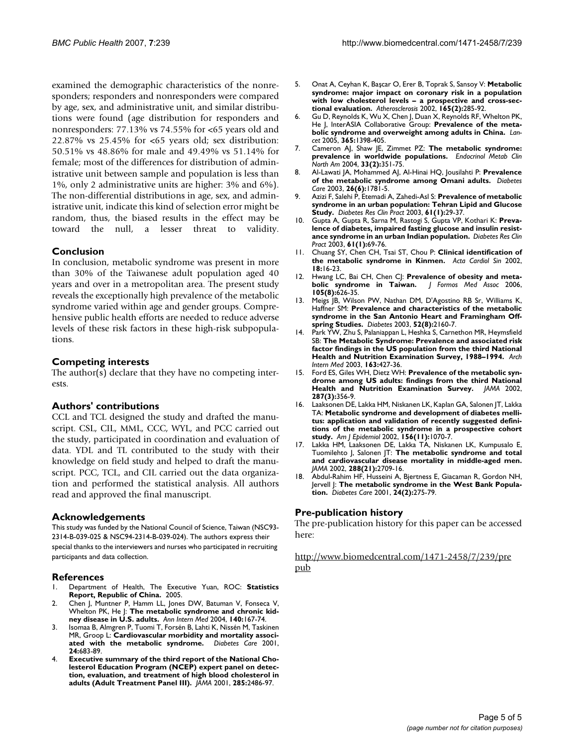examined the demographic characteristics of the nonresponders; responders and nonresponders were compared by age, sex, and administrative unit, and similar distributions were found (age distribution for responders and nonresponders: 77.13% vs 74.55% for <65 years old and 22.87% vs 25.45% for <65 years old; sex distribution: 50.51% vs 48.86% for male and 49.49% vs 51.14% for female; most of the differences for distribution of administrative unit between sample and population is less than 1%, only 2 administrative units are higher: 3% and 6%). The non-differential distributions in age, sex, and administrative unit, indicate this kind of selection error might be random, thus, the biased results in the effect may be toward the null, a lesser threat to validity.

## Conclusion

In conclusion, metabolic syndrome was present in more than 30% of the Taiwanese adult population aged 40 years and over in a metropolitan area. The present study reveals the exceptionally high prevalence of the metabolic syndrome varied within age and gender groups. Comprehensive public health efforts are needed to reduce adverse levels of these risk factors in these high-risk subpopulations.

## Competing interests

The author(s) declare that they have no competing interests.

## Authors' contributions

CCL and TCL designed the study and drafted the manuscript. CSL, CIL, MML, CCC, WYL, and PCC carried out the study, participated in coordination and evaluation of data. YDL and TL contributed to the study with their knowledge on field study and helped to draft the manuscript. PCC, TCL, and CIL carried out the data organization and performed the statistical analysis. All authors read and approved the final manuscript.

## Acknowledgements

This study was funded by the National Council of Science, Taiwan (NSC93-2314-B-039-025 & NSC94-2314-B-039-024). The authors express their special thanks to the interviewers and nurses who participated in recruiting participants and data collection.

## References

1. Department of Health, The Executive Yuan, ROC: **Statistics Report, Republic of China.** 2005.
2. Chen J, Muntner P, Hamm LL, Jones DW, Batuman V, Fonseca V, Whelton PK, He J: **The metabolic syndrome and chronic kidney disease in U.S. adults.** *Ann Intern Med* 2004, **140:**167-74.
3. Isomaa B, Almgren P, Tuomi T, Forsén B, Lahti K, Nissén M, Taskinen MR, Groop L: **Cardiovascular morbidity and mortality associated with the metabolic syndrome.** *Diabetes Care* 2001, **24:**683-89.
4. **Executive summary of the third report of the National Cholesterol Education Program (NCEP) expert panel on detection, evaluation, and treatment of high blood cholesterol in adults (Adult Treatment Panel III).** *JAMA* 2001, **285:**2486-97.
5. Onat A, Ceyhan K, Başçar O, Erer B, Toprak S, Sansoy V: **Metabolic syndrome: major impact on coronary risk in a population with low cholesterol levels – a prospective and cross-sectional evaluation.** *Atherosclerosis* 2002, **165(2):**285-92.
6. Gu D, Reynolds K, Wu X, Chen J, Duan X, Reynolds RF, Whelton PK, He J, InterASIA Collaborative Group: **Prevalence of the metabolic syndrome and overweight among adults in China.** *Lancet* 2005, **365:**1398-405.
7. Cameron AJ, Shaw JE, Zimmet PZ: **The metabolic syndrome: prevalence in worldwide populations.** *Endocrinol Metab Clin North Am* 2004, **33(2):**351-75.
8. Al-Lawati JA, Mohammed AJ, Al-Hinai HQ, Jousilahti P: **Prevalence of the metabolic syndrome among Omani adults.** *Diabetes Care* 2003, **26(6):**1781-5.
9. Azizi F, Salehi P, Etemadi A, Zahedi-Asl S: **Prevalence of metabolic syndrome in an urban population: Tehran Lipid and Glucose Study.** *Diabetes Res Clin Pract* 2003, **61(1):**29-37.
10. Gupta A, Gupta R, Sarna M, Rastogi S, Gupta VP, Kothari K: **Prevalence of diabetes, impaired fasting glucose and insulin resistance syndrome in an urban Indian population.** *Diabetes Res Clin Pract* 2003, **61(1):**69-76.
11. Chuang SY, Chen CH, Tsai ST, Chou P: **Clinical identification of the metabolic syndrome in Kinmen.** *Acta Cardiol Sin* 2002, **18:**16-23.
12. Hwang LC, Bai CH, Chen CJ: **Prevalence of obesity and metabolic syndrome in Taiwan.** *J Formos Med Assoc* 2006, **105(8):**626-35.
13. Meigs JB, Wilson PW, Nathan DM, D'Agostino RB Sr, Williams K, Haffner SM: **Prevalence and characteristics of the metabolic syndrome in the San Antonio Heart and Framingham Offspring Studies.** *Diabetes* 2003, **52(8):**2160-7.
14. Park YW, Zhu S, Palaniappan L, Heshka S, Carnethon MR, Heymsfield SB: **The Metabolic Syndrome: Prevalence and associated risk factor findings in the US population from the third National Health and Nutrition Examination Survey, 1988–1994.** *Arch Intern Med* 2003, **163:**427-36.
15. Ford ES, Giles WH, Dietz WH: **Prevalence of the metabolic syndrome among US adults: findings from the third National Health and Nutrition Examination Survey.** *JAMA* 2002, **287(3):**356-9.
16. Laaksonen DE, Lakka HM, Niskanen LK, Kaplan GA, Salonen JT, Lakka TA: **Metabolic syndrome and development of diabetes mellitus: application and validation of recently suggested definitions of the metabolic syndrome in a prospective cohort study.** *Am J Epidemiol* 2002, **156(11):**1070-7.
17. Lakka HM, Laaksonen DE, Lakka TA, Niskanen LK, Kumpusalo E, Tuomilehto J, Salonen JT: **The metabolic syndrome and total and cardiovascular disease mortality in middle-aged men.** *JAMA* 2002, **288(21):**2709-16.
18. Abdul-Rahim HF, Husseini A, Bjertness E, Giacaman R, Gordon NH, Jervell J: **The metabolic syndrome in the West Bank Population.** *Diabetes Care* 2001, **24(2):**275-79.

## Pre-publication history

The pre-publication history for this paper can be accessed here:

http://www.biomedcentral.com/1471-2458/7/239/prepub